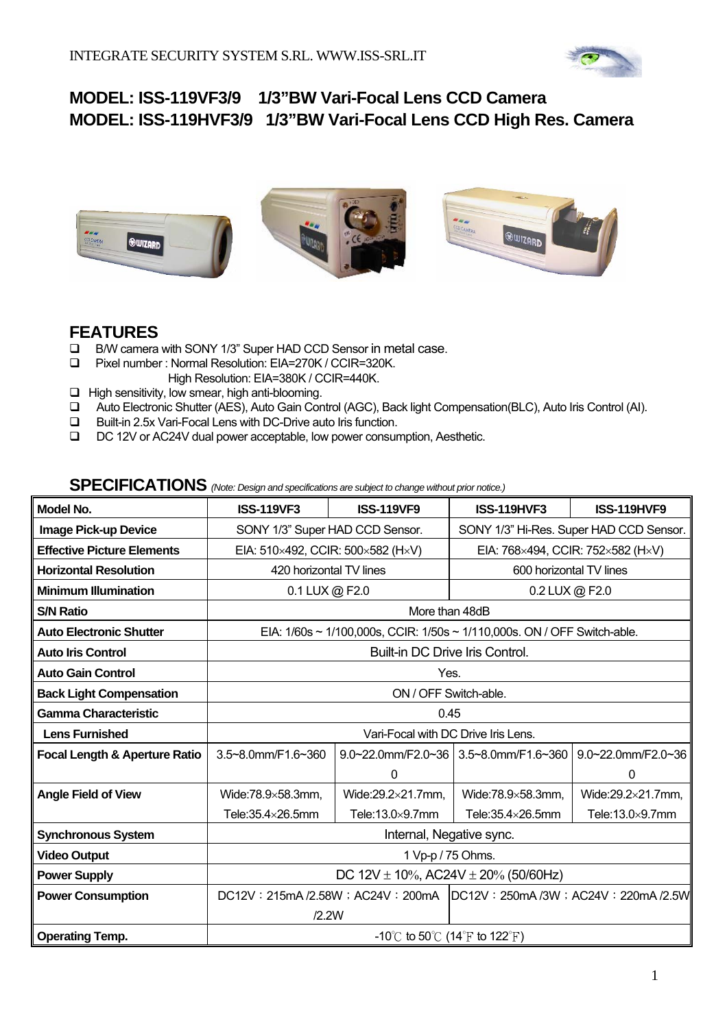INTEGRATE SECURITY SYSTEM S.RL. WWW.ISS-SRL.IT

# MODEL: ISS-119VF3/9 1/3”BW Vari-Focal Lens CCD Camera
# MODEL: ISS-119HVF3/9 1/3”BW Vari-Focal Lens CCD High Res. Camera

## FEATURES

- B/W camera with SONY 1/3” Super HAD CCD Sensor in metal case.
- Pixel number : Normal Resolution: EIA=270K / CCIR=320K.
  High Resolution: EIA=380K / CCIR=440K.
- High sensitivity, low smear, high anti-blooming.
- Auto Electronic Shutter (AES), Auto Gain Control (AGC), Back light Compensation(BLC), Auto Iris Control (AI).
- Built-in 2.5x Vari-Focal Lens with DC-Drive auto Iris function.
- DC 12V or AC24V dual power acceptable, low power consumption, Aesthetic.

## SPECIFICATIONS *(Note: Design and specifications are subject to change without prior notice.)*

| Model No. | ISS-119VF3 | ISS-119VF9 | ISS-119HVF3 | ISS-119HVF9 |
|---|---|---|---|---|
| Image Pick-up Device | SONY 1/3” Super HAD CCD Sensor. | | SONY 1/3” Hi-Res. Super HAD CCD Sensor. | |
| Effective Picture Elements | EIA: 510×492, CCIR: 500×582 (H×V) | | EIA: 768×494, CCIR: 752×582 (H×V) | |
| Horizontal Resolution | 420 horizontal TV lines | | 600 horizontal TV lines | |
| Minimum Illumination | 0.1 LUX @ F2.0 | | 0.2 LUX @ F2.0 | |
| S/N Ratio | More than 48dB | | | |
| Auto Electronic Shutter | EIA: 1/60s ~ 1/100,000s, CCIR: 1/50s ~ 1/110,000s. ON / OFF Switch-able. | | | |
| Auto Iris Control | Built-in DC Drive Iris Control. | | | |
| Auto Gain Control | Yes. | | | |
| Back Light Compensation | ON / OFF Switch-able. | | | |
| Gamma Characteristic | 0.45 | | | |
| Lens Furnished | Vari-Focal with DC Drive Iris Lens. | | | |
| Focal Length & Aperture Ratio | 3.5~8.0mm/F1.6~360 | 9.0~22.0mm/F2.0~360 | 3.5~8.0mm/F1.6~360 | 9.0~22.0mm/F2.0~360 |
| Angle Field of View | Wide:78.9×58.3mm, Tele:35.4×26.5mm | Wide:29.2×21.7mm, Tele:13.0×9.7mm | Wide:78.9×58.3mm, Tele:35.4×26.5mm | Wide:29.2×21.7mm, Tele:13.0×9.7mm |
| Synchronous System | Internal, Negative sync. | | | |
| Video Output | 1 Vp-p / 75 Ohms. | | | |
| Power Supply | DC 12V ± 10%, AC24V ± 20% (50/60Hz) | | | |
| Power Consumption | DC12V：215mA /2.58W；AC24V：200mA /2.2W | | DC12V：250mA /3W；AC24V：220mA /2.5W | |
| Operating Temp. | -10℃ to 50℃ (14°F to 122°F) | | | |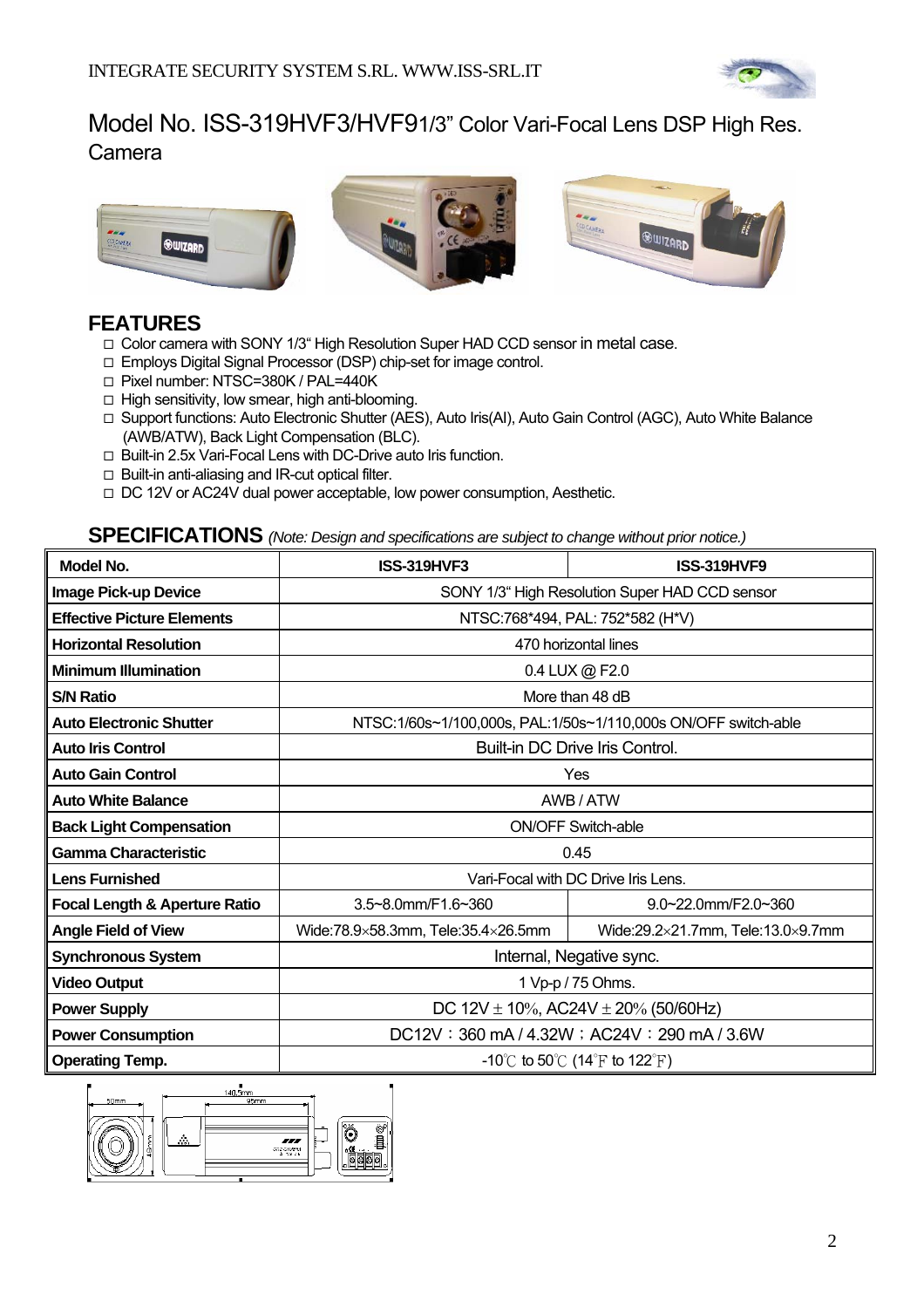# Model No. ISS-319HVF3/HVF91/3" Color Vari-Focal Lens DSP High Res. Camera

## FEATURES

- □ Color camera with SONY 1/3" High Resolution Super HAD CCD sensor in metal case.
- □ Employs Digital Signal Processor (DSP) chip-set for image control.
- □ Pixel number: NTSC=380K / PAL=440K
- □ High sensitivity, low smear, high anti-blooming.
- □ Support functions: Auto Electronic Shutter (AES), Auto Iris(AI), Auto Gain Control (AGC), Auto White Balance (AWB/ATW), Back Light Compensation (BLC).
- □ Built-in 2.5x Vari-Focal Lens with DC-Drive auto Iris function.
- □ Built-in anti-aliasing and IR-cut optical filter.
- □ DC 12V or AC24V dual power acceptable, low power consumption, Aesthetic.

## SPECIFICATIONS *(Note: Design and specifications are subject to change without prior notice.)*

| Model No. | ISS-319HVF3 | ISS-319HVF9 |
|---|---|---|
| Image Pick-up Device | SONY 1/3" High Resolution Super HAD CCD sensor | |
| Effective Picture Elements | NTSC:768*494, PAL: 752*582 (H*V) | |
| Horizontal Resolution | 470 horizontal lines | |
| Minimum Illumination | 0.4 LUX @ F2.0 | |
| S/N Ratio | More than 48 dB | |
| Auto Electronic Shutter | NTSC:1/60s~1/100,000s, PAL:1/50s~1/110,000s ON/OFF switch-able | |
| Auto Iris Control | Built-in DC Drive Iris Control. | |
| Auto Gain Control | Yes | |
| Auto White Balance | AWB / ATW | |
| Back Light Compensation | ON/OFF Switch-able | |
| Gamma Characteristic | 0.45 | |
| Lens Furnished | Vari-Focal with DC Drive Iris Lens. | |
| Focal Length & Aperture Ratio | 3.5~8.0mm/F1.6~360 | 9.0~22.0mm/F2.0~360 |
| Angle Field of View | Wide:78.9×58.3mm, Tele:35.4×26.5mm | Wide:29.2×21.7mm, Tele:13.0×9.7mm |
| Synchronous System | Internal, Negative sync. | |
| Video Output | 1 Vp-p / 75 Ohms. | |
| Power Supply | DC 12V ± 10%, AC24V ± 20% (50/60Hz) | |
| Power Consumption | DC12V：360 mA / 4.32W；AC24V：290 mA / 3.6W | |
| Operating Temp. | -10℃ to 50℃ (14℉ to 122℉) | |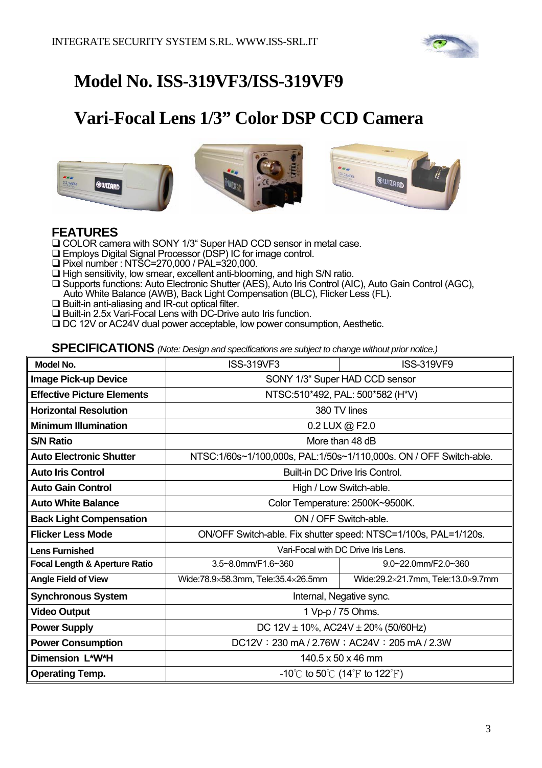# Model No. ISS-319VF3/ISS-319VF9

# Vari-Focal Lens 1/3" Color DSP CCD Camera

## FEATURES

- ❑ COLOR camera with SONY 1/3" Super HAD CCD sensor in metal case.
- ❑ Employs Digital Signal Processor (DSP) IC for image control.
- ❑ Pixel number : NTSC=270,000 / PAL=320,000.
- ❑ High sensitivity, low smear, excellent anti-blooming, and high S/N ratio.
- ❑ Supports functions: Auto Electronic Shutter (AES), Auto Iris Control (AIC), Auto Gain Control (AGC), Auto White Balance (AWB), Back Light Compensation (BLC), Flicker Less (FL).
- ❑ Built-in anti-aliasing and IR-cut optical filter.
- ❑ Built-in 2.5x Vari-Focal Lens with DC-Drive auto Iris function.
- ❑ DC 12V or AC24V dual power acceptable, low power consumption, Aesthetic.

## SPECIFICATIONS *(Note: Design and specifications are subject to change without prior notice.)*

| Model No. | ISS-319VF3 | ISS-319VF9 |
|---|---|---|
| **Image Pick-up Device** | SONY 1/3" Super HAD CCD sensor | |
| **Effective Picture Elements** | NTSC:510*492, PAL: 500*582 (H*V) | |
| **Horizontal Resolution** | 380 TV lines | |
| **Minimum Illumination** | 0.2 LUX @ F2.0 | |
| **S/N Ratio** | More than 48 dB | |
| **Auto Electronic Shutter** | NTSC:1/60s~1/100,000s, PAL:1/50s~1/110,000s. ON / OFF Switch-able. | |
| **Auto Iris Control** | Built-in DC Drive Iris Control. | |
| **Auto Gain Control** | High / Low Switch-able. | |
| **Auto White Balance** | Color Temperature: 2500K~9500K. | |
| **Back Light Compensation** | ON / OFF Switch-able. | |
| **Flicker Less Mode** | ON/OFF Switch-able. Fix shutter speed: NTSC=1/100s, PAL=1/120s. | |
| **Lens Furnished** | Vari-Focal with DC Drive Iris Lens. | |
| **Focal Length & Aperture Ratio** | 3.5~8.0mm/F1.6~360 | 9.0~22.0mm/F2.0~360 |
| **Angle Field of View** | Wide:78.9×58.3mm, Tele:35.4×26.5mm | Wide:29.2×21.7mm, Tele:13.0×9.7mm |
| **Synchronous System** | Internal, Negative sync. | |
| **Video Output** | 1 Vp-p / 75 Ohms. | |
| **Power Supply** | DC 12V ± 10%, AC24V ± 20% (50/60Hz) | |
| **Power Consumption** | DC12V：230 mA / 2.76W；AC24V：205 mA / 2.3W | |
| **Dimension L*W*H** | 140.5 x 50 x 46 mm | |
| **Operating Temp.** | -10℃ to 50℃ (14℉ to 122℉) | |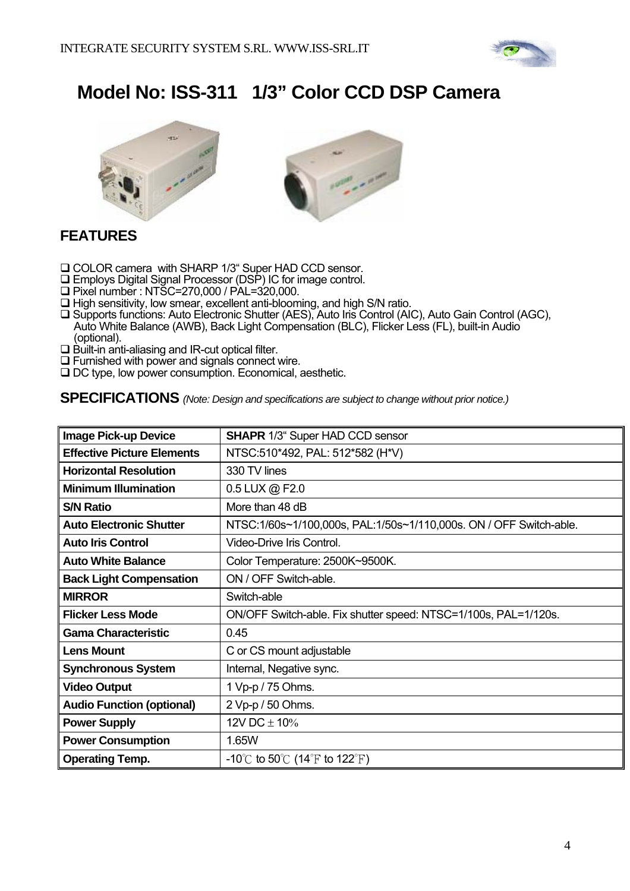# Model No: ISS-311 1/3" Color CCD DSP Camera

## FEATURES

- ❑ COLOR camera with SHARP 1/3" Super HAD CCD sensor.
- ❑ Employs Digital Signal Processor (DSP) IC for image control.
- ❑ Pixel number : NTSC=270,000 / PAL=320,000.
- ❑ High sensitivity, low smear, excellent anti-blooming, and high S/N ratio.
- ❑ Supports functions: Auto Electronic Shutter (AES), Auto Iris Control (AIC), Auto Gain Control (AGC), Auto White Balance (AWB), Back Light Compensation (BLC), Flicker Less (FL), built-in Audio (optional).
- ❑ Built-in anti-aliasing and IR-cut optical filter.
- ❑ Furnished with power and signals connect wire.
- ❑ DC type, low power consumption. Economical, aesthetic.

## SPECIFICATIONS *(Note: Design and specifications are subject to change without prior notice.)*

| | |
|---|---|
| **Image Pick-up Device** | **SHAPR** 1/3" Super HAD CCD sensor |
| **Effective Picture Elements** | NTSC:510*492, PAL: 512*582 (H*V) |
| **Horizontal Resolution** | 330 TV lines |
| **Minimum Illumination** | 0.5 LUX @ F2.0 |
| **S/N Ratio** | More than 48 dB |
| **Auto Electronic Shutter** | NTSC:1/60s~1/100,000s, PAL:1/50s~1/110,000s. ON / OFF Switch-able. |
| **Auto Iris Control** | Video-Drive Iris Control. |
| **Auto White Balance** | Color Temperature: 2500K~9500K. |
| **Back Light Compensation** | ON / OFF Switch-able. |
| **MIRROR** | Switch-able |
| **Flicker Less Mode** | ON/OFF Switch-able. Fix shutter speed: NTSC=1/100s, PAL=1/120s. |
| **Gama Characteristic** | 0.45 |
| **Lens Mount** | C or CS mount adjustable |
| **Synchronous System** | Internal, Negative sync. |
| **Video Output** | 1 Vp-p / 75 Ohms. |
| **Audio Function (optional)** | 2 Vp-p / 50 Ohms. |
| **Power Supply** | 12V DC ± 10% |
| **Power Consumption** | 1.65W |
| **Operating Temp.** | -10℃ to 50℃ (14℉ to 122℉) |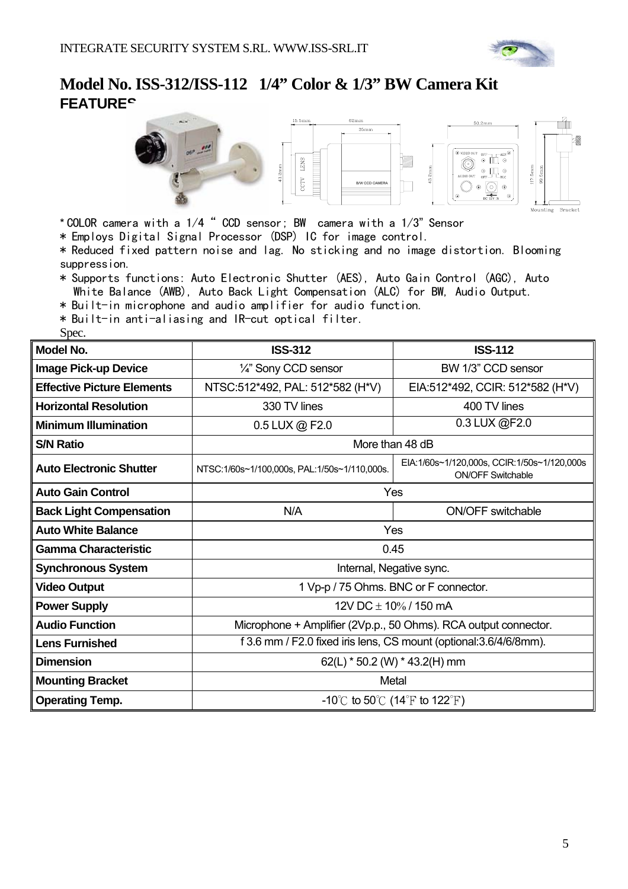# Model No. ISS-312/ISS-112 1/4" Color & 1/3" BW Camera Kit

**FEATURES**

- *COLOR camera with a 1/4 " CCD sensor; BW camera with a 1/3" Sensor
- * Employs Digital Signal Processor (DSP) IC for image control.
- * Reduced fixed pattern noise and lag. No sticking and no image distortion. Blooming suppression.
- * Supports functions: Auto Electronic Shutter (AES), Auto Gain Control (AGC), Auto White Balance (AWB), Auto Back Light Compensation (ALC) for BW, Audio Output.
- * Built-in microphone and audio amplifier for audio function.
- * Built-in anti-aliasing and IR-cut optical filter.

Spec.

| Model No. | ISS-312 | ISS-112 |
|---|---|---|
| Image Pick-up Device | ¼" Sony CCD sensor | BW 1/3" CCD sensor |
| Effective Picture Elements | NTSC:512*492, PAL: 512*582 (H*V) | EIA:512*492, CCIR: 512*582 (H*V) |
| Horizontal Resolution | 330 TV lines | 400 TV lines |
| Minimum Illumination | 0.5 LUX @ F2.0 | 0.3 LUX @F2.0 |
| S/N Ratio | More than 48 dB | |
| Auto Electronic Shutter | NTSC:1/60s~1/100,000s, PAL:1/50s~1/110,000s. | EIA:1/60s~1/120,000s, CCIR:1/50s~1/120,000s ON/OFF Switchable |
| Auto Gain Control | Yes | |
| Back Light Compensation | N/A | ON/OFF switchable |
| Auto White Balance | Yes | |
| Gamma Characteristic | 0.45 | |
| Synchronous System | Internal, Negative sync. | |
| Video Output | 1 Vp-p / 75 Ohms. BNC or F connector. | |
| Power Supply | 12V DC ± 10% / 150 mA | |
| Audio Function | Microphone + Amplifier (2Vp.p., 50 Ohms). RCA output connector. | |
| Lens Furnished | f 3.6 mm / F2.0 fixed iris lens, CS mount (optional:3.6/4/6/8mm). | |
| Dimension | 62(L) * 50.2 (W) * 43.2(H) mm | |
| Mounting Bracket | Metal | |
| Operating Temp. | -10℃ to 50℃ (14℉ to 122℉) | |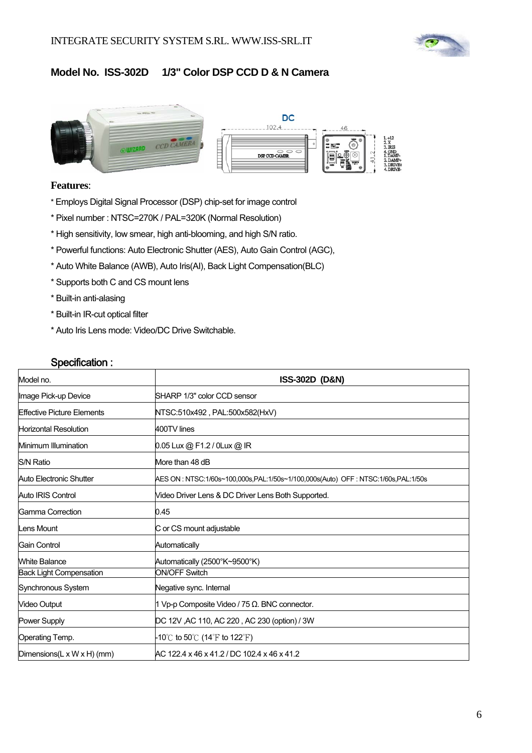## Model No. ISS-302D 1/3" Color DSP CCD D & N Camera

**Features**:

* Employs Digital Signal Processor (DSP) chip-set for image control
* Pixel number : NTSC=270K / PAL=320K (Normal Resolution)
* High sensitivity, low smear, high anti-blooming, and high S/N ratio.
* Powerful functions: Auto Electronic Shutter (AES), Auto Gain Control (AGC),
* Auto White Balance (AWB), Auto Iris(AI), Back Light Compensation(BLC)
* Supports both C and CS mount lens
* Built-in anti-alasing
* Built-in IR-cut optical filter
* Auto Iris Lens mode: Video/DC Drive Switchable.

### Specification :

| Model no. | ISS-302D (D&N) |
|---|---|
| Image Pick-up Device | SHARP 1/3" color CCD sensor |
| Effective Picture Elements | NTSC:510x492 , PAL:500x582(HxV) |
| Horizontal Resolution | 400TV lines |
| Minimum Illumination | 0.05 Lux @ F1.2 / 0Lux @ IR |
| S/N Ratio | More than 48 dB |
| Auto Electronic Shutter | AES ON : NTSC:1/60s~100,000s,PAL:1/50s~1/100,000s(Auto) OFF : NTSC:1/60s,PAL:1/50s |
| Auto IRIS Control | Video Driver Lens & DC Driver Lens Both Supported. |
| Gamma Correction | 0.45 |
| Lens Mount | C or CS mount adjustable |
| Gain Control | Automatically |
| White Balance | Automatically (2500°K~9500°K) |
| Back Light Compensation | ON/OFF Switch |
| Synchronous System | Negative sync. Internal |
| Video Output | 1 Vp-p Composite Video / 75 Ω. BNC connector. |
| Power Supply | DC 12V ,AC 110, AC 220 , AC 230 (option) / 3W |
| Operating Temp. | -10℃ to 50℃ (14℉ to 122℉) |
| Dimensions(L x W x H) (mm) | AC 122.4 x 46 x 41.2 / DC 102.4 x 46 x 41.2 |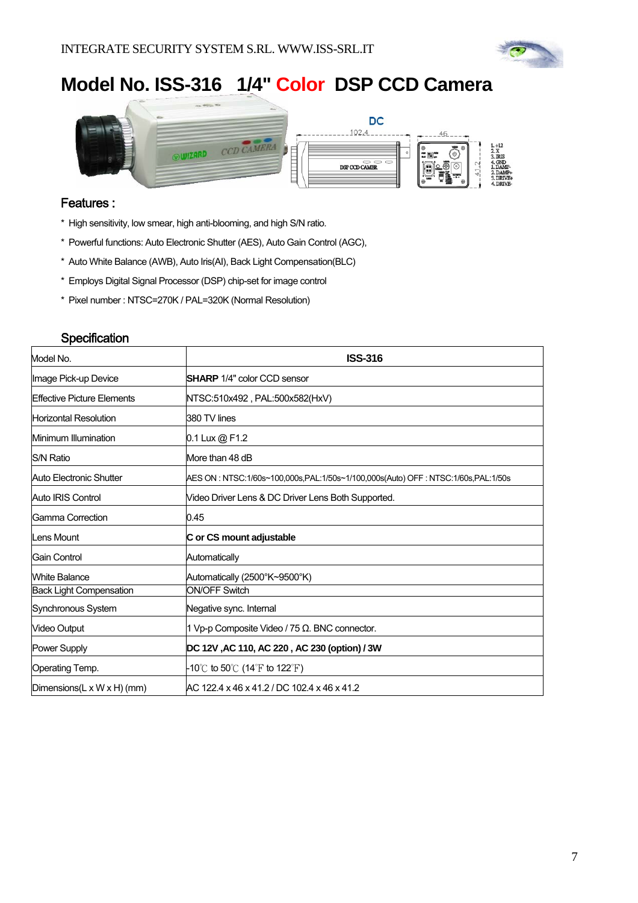# Model No. ISS-316 1/4" Color DSP CCD Camera

## Features :

* High sensitivity, low smear, high anti-blooming, and high S/N ratio.
* Powerful functions: Auto Electronic Shutter (AES), Auto Gain Control (AGC),
* Auto White Balance (AWB), Auto Iris(AI), Back Light Compensation(BLC)
* Employs Digital Signal Processor (DSP) chip-set for image control
* Pixel number : NTSC=270K / PAL=320K (Normal Resolution)

## Specification

| Model No. | **ISS-316** |
|---|---|
| Image Pick-up Device | **SHARP** 1/4" color CCD sensor |
| Effective Picture Elements | NTSC:510x492 , PAL:500x582(HxV) |
| Horizontal Resolution | 380 TV lines |
| Minimum Illumination | 0.1 Lux @ F1.2 |
| S/N Ratio | More than 48 dB |
| Auto Electronic Shutter | AES ON : NTSC:1/60s~100,000s,PAL:1/50s~1/100,000s(Auto) OFF : NTSC:1/60s,PAL:1/50s |
| Auto IRIS Control | Video Driver Lens & DC Driver Lens Both Supported. |
| Gamma Correction | 0.45 |
| Lens Mount | **C or CS mount adjustable** |
| Gain Control | Automatically |
| White Balance | Automatically (2500°K~9500°K) |
| Back Light Compensation | ON/OFF Switch |
| Synchronous System | Negative sync. Internal |
| Video Output | 1 Vp-p Composite Video / 75 Ω. BNC connector. |
| Power Supply | **DC 12V ,AC 110, AC 220 , AC 230 (option) / 3W** |
| Operating Temp. | -10℃ to 50℃ (14℉ to 122℉) |
| Dimensions(L x W x H) (mm) | AC 122.4 x 46 x 41.2 / DC 102.4 x 46 x 41.2 |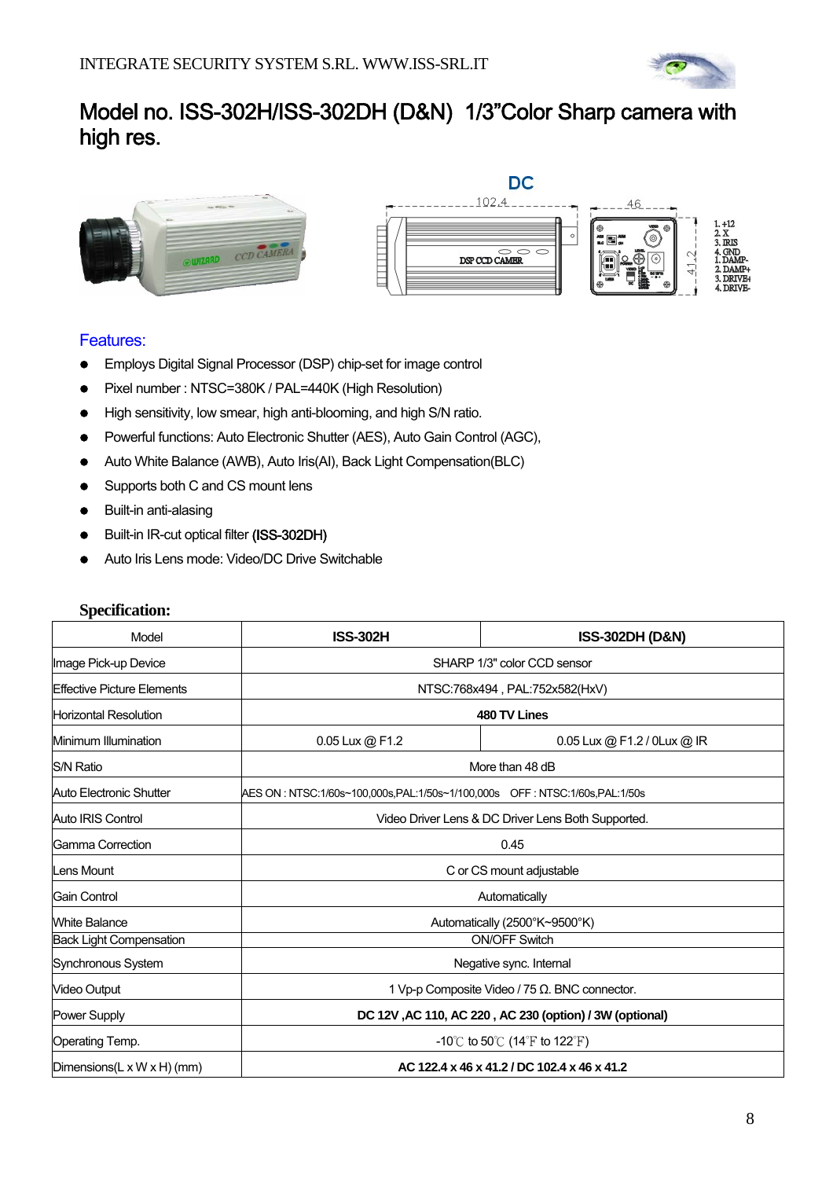# Model no. ISS-302H/ISS-302DH (D&N) 1/3"Color Sharp camera with high res.

DC

## Features:

- Employs Digital Signal Processor (DSP) chip-set for image control
- Pixel number : NTSC=380K / PAL=440K (High Resolution)
- High sensitivity, low smear, high anti-blooming, and high S/N ratio.
- Powerful functions: Auto Electronic Shutter (AES), Auto Gain Control (AGC),
- Auto White Balance (AWB), Auto Iris(AI), Back Light Compensation(BLC)
- Supports both C and CS mount lens
- Built-in anti-alasing
- Built-in IR-cut optical filter **(ISS-302DH)**
- Auto Iris Lens mode: Video/DC Drive Switchable

**Specification:**

| Model | **ISS-302H** | **ISS-302DH (D&N)** |
|---|---|---|
| Image Pick-up Device | SHARP 1/3" color CCD sensor | |
| Effective Picture Elements | NTSC:768x494 , PAL:752x582(HxV) | |
| Horizontal Resolution | **480 TV Lines** | |
| Minimum Illumination | 0.05 Lux @ F1.2 | 0.05 Lux @ F1.2 / 0Lux @ IR |
| S/N Ratio | More than 48 dB | |
| Auto Electronic Shutter | AES ON : NTSC:1/60s~100,000s,PAL:1/50s~1/100,000s OFF : NTSC:1/60s,PAL:1/50s | |
| Auto IRIS Control | Video Driver Lens & DC Driver Lens Both Supported. | |
| Gamma Correction | 0.45 | |
| Lens Mount | C or CS mount adjustable | |
| Gain Control | Automatically | |
| White Balance | Automatically (2500°K~9500°K) | |
| Back Light Compensation | ON/OFF Switch | |
| Synchronous System | Negative sync. Internal | |
| Video Output | 1 Vp-p Composite Video / 75 Ω. BNC connector. | |
| Power Supply | **DC 12V ,AC 110, AC 220 , AC 230 (option) / 3W (optional)** | |
| Operating Temp. | -10℃ to 50℃ (14℉ to 122℉) | |
| Dimensions(L x W x H) (mm) | **AC 122.4 x 46 x 41.2 / DC 102.4 x 46 x 41.2** | |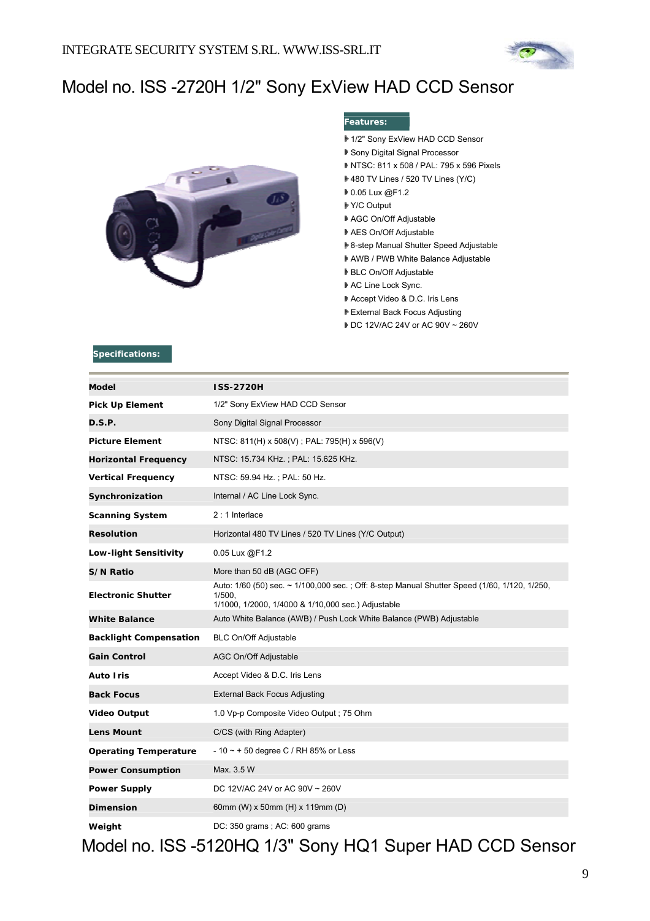# Model no. ISS -2720H 1/2" Sony ExView HAD CCD Sensor

**Features:**

- 1/2" Sony ExView HAD CCD Sensor
- Sony Digital Signal Processor
- NTSC: 811 x 508 / PAL: 795 x 596 Pixels
- 480 TV Lines / 520 TV Lines (Y/C)
- 0.05 Lux @F1.2
- Y/C Output
- AGC On/Off Adjustable
- AES On/Off Adjustable
- 8-step Manual Shutter Speed Adjustable
- AWB / PWB White Balance Adjustable
- BLC On/Off Adjustable
- AC Line Lock Sync.
- Accept Video & D.C. Iris Lens
- External Back Focus Adjusting
- DC 12V/AC 24V or AC 90V ~ 260V

**Specifications:**

| **Model** | **ISS-2720H** |
|---|---|
| **Pick Up Element** | 1/2" Sony ExView HAD CCD Sensor |
| **D.S.P.** | Sony Digital Signal Processor |
| **Picture Element** | NTSC: 811(H) x 508(V) ; PAL: 795(H) x 596(V) |
| **Horizontal Frequency** | NTSC: 15.734 KHz. ; PAL: 15.625 KHz. |
| **Vertical Frequency** | NTSC: 59.94 Hz. ; PAL: 50 Hz. |
| **Synchronization** | Internal / AC Line Lock Sync. |
| **Scanning System** | 2 : 1 Interlace |
| **Resolution** | Horizontal 480 TV Lines / 520 TV Lines (Y/C Output) |
| **Low-light Sensitivity** | 0.05 Lux @F1.2 |
| **S/N Ratio** | More than 50 dB (AGC OFF) |
| **Electronic Shutter** | Auto: 1/60 (50) sec. ~ 1/100,000 sec. ; Off: 8-step Manual Shutter Speed (1/60, 1/120, 1/250, 1/500, 1/1000, 1/2000, 1/4000 & 1/10,000 sec.) Adjustable |
| **White Balance** | Auto White Balance (AWB) / Push Lock White Balance (PWB) Adjustable |
| **Backlight Compensation** | BLC On/Off Adjustable |
| **Gain Control** | AGC On/Off Adjustable |
| **Auto Iris** | Accept Video & D.C. Iris Lens |
| **Back Focus** | External Back Focus Adjusting |
| **Video Output** | 1.0 Vp-p Composite Video Output ; 75 Ohm |
| **Lens Mount** | C/CS (with Ring Adapter) |
| **Operating Temperature** | - 10 ~ + 50 degree C / RH 85% or Less |
| **Power Consumption** | Max. 3.5 W |
| **Power Supply** | DC 12V/AC 24V or AC 90V ~ 260V |
| **Dimension** | 60mm (W) x 50mm (H) x 119mm (D) |
| **Weight** | DC: 350 grams ; AC: 600 grams |

# Model no. ISS -5120HQ 1/3" Sony HQ1 Super HAD CCD Sensor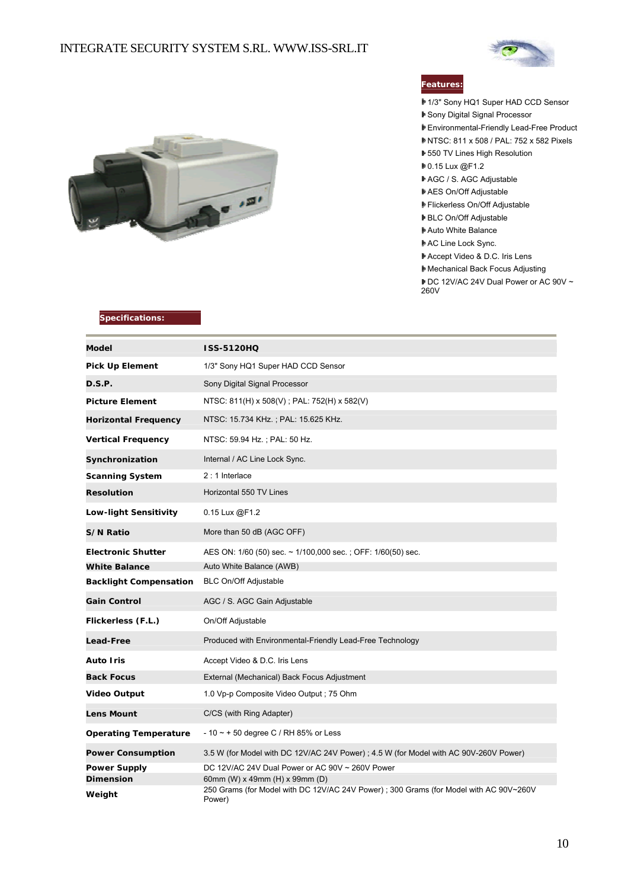INTEGRATE SECURITY SYSTEM S.RL. WWW.ISS-SRL.IT

**Features:**

- 1/3" Sony HQ1 Super HAD CCD Sensor
- Sony Digital Signal Processor
- Environmental-Friendly Lead-Free Product
- NTSC: 811 x 508 / PAL: 752 x 582 Pixels
- 550 TV Lines High Resolution
- 0.15 Lux @F1.2
- AGC / S. AGC Adjustable
- AES On/Off Adjustable
- Flickerless On/Off Adjustable
- BLC On/Off Adjustable
- Auto White Balance
- AC Line Lock Sync.
- Accept Video & D.C. Iris Lens
- Mechanical Back Focus Adjusting
- DC 12V/AC 24V Dual Power or AC 90V ~ 260V

**Specifications:**

| Model | ISS-5120HQ |
|---|---|
| Pick Up Element | 1/3" Sony HQ1 Super HAD CCD Sensor |
| D.S.P. | Sony Digital Signal Processor |
| Picture Element | NTSC: 811(H) x 508(V) ; PAL: 752(H) x 582(V) |
| Horizontal Frequency | NTSC: 15.734 KHz. ; PAL: 15.625 KHz. |
| Vertical Frequency | NTSC: 59.94 Hz. ; PAL: 50 Hz. |
| Synchronization | Internal / AC Line Lock Sync. |
| Scanning System | 2 : 1 Interlace |
| Resolution | Horizontal 550 TV Lines |
| Low-light Sensitivity | 0.15 Lux @F1.2 |
| S/ N Ratio | More than 50 dB (AGC OFF) |
| Electronic Shutter | AES ON: 1/60 (50) sec. ~ 1/100,000 sec. ; OFF: 1/60(50) sec. |
| White Balance | Auto White Balance (AWB) |
| Backlight Compensation | BLC On/Off Adjustable |
| Gain Control | AGC / S. AGC Gain Adjustable |
| Flickerless (F.L.) | On/Off Adjustable |
| Lead-Free | Produced with Environmental-Friendly Lead-Free Technology |
| Auto Iris | Accept Video & D.C. Iris Lens |
| Back Focus | External (Mechanical) Back Focus Adjustment |
| Video Output | 1.0 Vp-p Composite Video Output ; 75 Ohm |
| Lens Mount | C/CS (with Ring Adapter) |
| Operating Temperature | - 10 ~ + 50 degree C / RH 85% or Less |
| Power Consumption | 3.5 W (for Model with DC 12V/AC 24V Power) ; 4.5 W (for Model with AC 90V-260V Power) |
| Power Supply | DC 12V/AC 24V Dual Power or AC 90V ~ 260V Power |
| Dimension | 60mm (W) x 49mm (H) x 99mm (D) |
| Weight | 250 Grams (for Model with DC 12V/AC 24V Power) ; 300 Grams (for Model with AC 90V~260V Power) |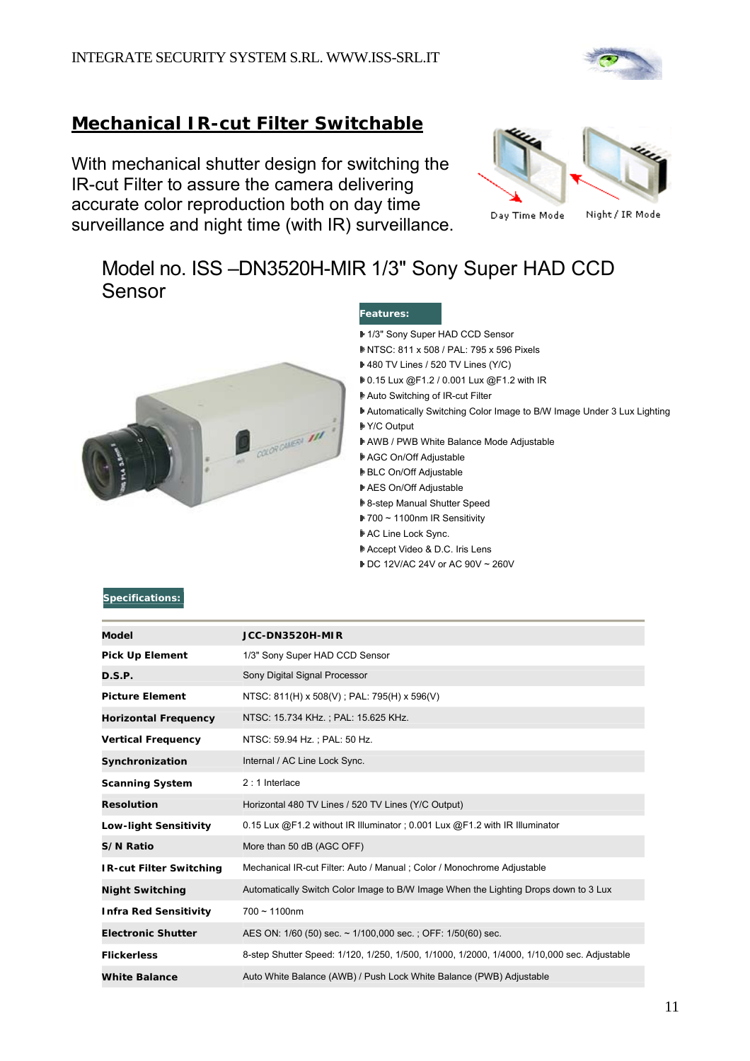## Mechanical IR-cut Filter Switchable

With mechanical shutter design for switching the IR-cut Filter to assure the camera delivering accurate color reproduction both on day time surveillance and night time (with IR) surveillance.

Day Time Mode    Night / IR Mode

## Model no. ISS –DN3520H-MIR 1/3" Sony Super HAD CCD Sensor

**Features:**

- 1/3" Sony Super HAD CCD Sensor
- NTSC: 811 x 508 / PAL: 795 x 596 Pixels
- 480 TV Lines / 520 TV Lines (Y/C)
- 0.15 Lux @F1.2 / 0.001 Lux @F1.2 with IR
- Auto Switching of IR-cut Filter
- Automatically Switching Color Image to B/W Image Under 3 Lux Lighting
- Y/C Output
- AWB / PWB White Balance Mode Adjustable
- AGC On/Off Adjustable
- BLC On/Off Adjustable
- AES On/Off Adjustable
- 8-step Manual Shutter Speed
- 700 ~ 1100nm IR Sensitivity
- AC Line Lock Sync.
- Accept Video & D.C. Iris Lens
- DC 12V/AC 24V or AC 90V ~ 260V

**Specifications:**

| **Model** | **JCC-DN3520H-MIR** |
|---|---|
| **Pick Up Element** | 1/3" Sony Super HAD CCD Sensor |
| **D.S.P.** | Sony Digital Signal Processor |
| **Picture Element** | NTSC: 811(H) x 508(V) ; PAL: 795(H) x 596(V) |
| **Horizontal Frequency** | NTSC: 15.734 KHz. ; PAL: 15.625 KHz. |
| **Vertical Frequency** | NTSC: 59.94 Hz. ; PAL: 50 Hz. |
| **Synchronization** | Internal / AC Line Lock Sync. |
| **Scanning System** | 2 : 1 Interlace |
| **Resolution** | Horizontal 480 TV Lines / 520 TV Lines (Y/C Output) |
| **Low-light Sensitivity** | 0.15 Lux @F1.2 without IR Illuminator ; 0.001 Lux @F1.2 with IR Illuminator |
| **S/N Ratio** | More than 50 dB (AGC OFF) |
| **IR-cut Filter Switching** | Mechanical IR-cut Filter: Auto / Manual ; Color / Monochrome Adjustable |
| **Night Switching** | Automatically Switch Color Image to B/W Image When the Lighting Drops down to 3 Lux |
| **Infra Red Sensitivity** | 700 ~ 1100nm |
| **Electronic Shutter** | AES ON: 1/60 (50) sec. ~ 1/100,000 sec. ; OFF: 1/50(60) sec. |
| **Flickerless** | 8-step Shutter Speed: 1/120, 1/250, 1/500, 1/1000, 1/2000, 1/4000, 1/10,000 sec. Adjustable |
| **White Balance** | Auto White Balance (AWB) / Push Lock White Balance (PWB) Adjustable |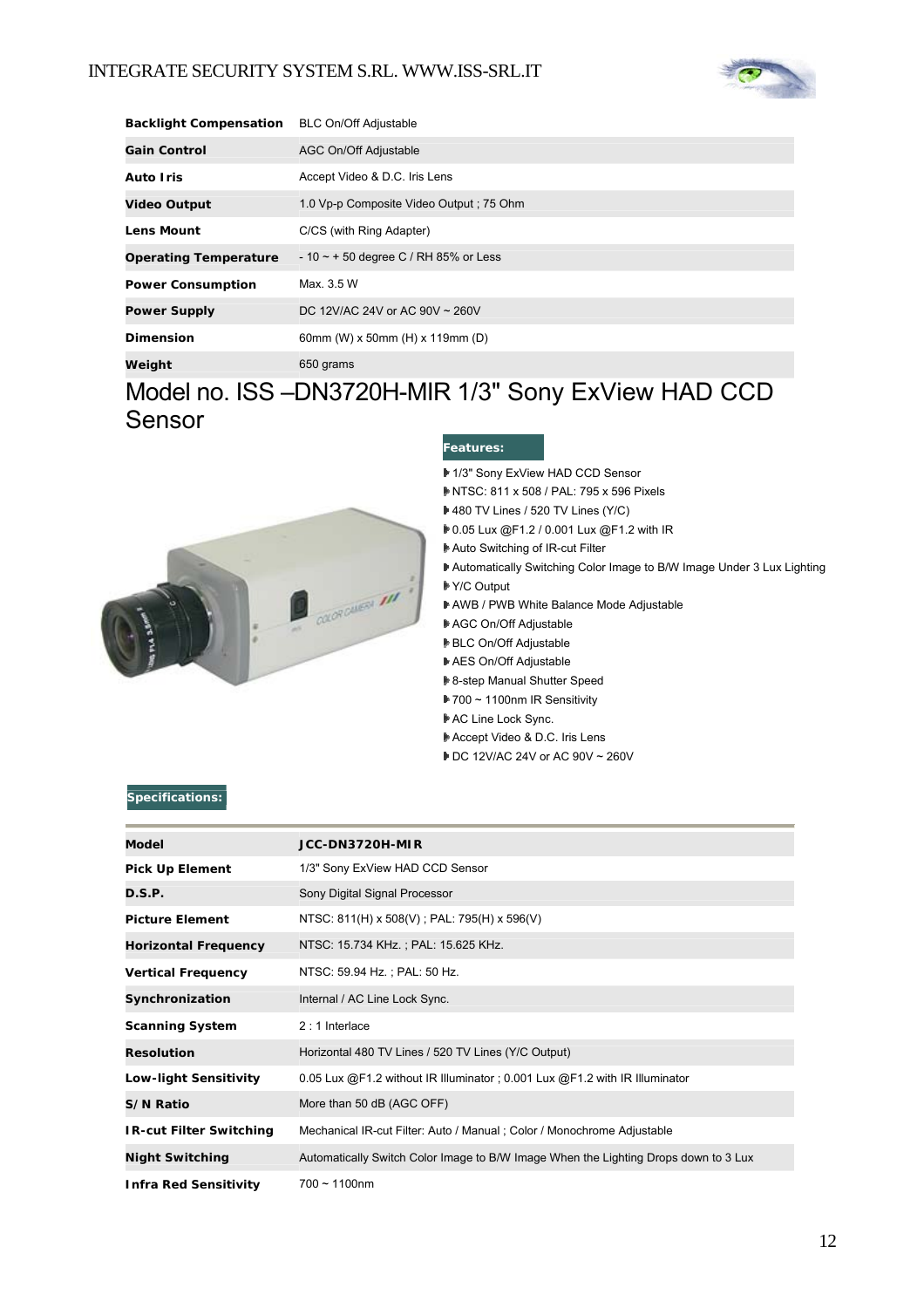| | |
|---|---|
| **Backlight Compensation** | BLC On/Off Adjustable |
| **Gain Control** | AGC On/Off Adjustable |
| **Auto Iris** | Accept Video & D.C. Iris Lens |
| **Video Output** | 1.0 Vp-p Composite Video Output ; 75 Ohm |
| **Lens Mount** | C/CS (with Ring Adapter) |
| **Operating Temperature** | - 10 ~ + 50 degree C / RH 85% or Less |
| **Power Consumption** | Max. 3.5 W |
| **Power Supply** | DC 12V/AC 24V or AC 90V ~ 260V |
| **Dimension** | 60mm (W) x 50mm (H) x 119mm (D) |
| **Weight** | 650 grams |

# Model no. ISS –DN3720H-MIR 1/3" Sony ExView HAD CCD Sensor

**Features:**

- 1/3" Sony ExView HAD CCD Sensor
- NTSC: 811 x 508 / PAL: 795 x 596 Pixels
- 480 TV Lines / 520 TV Lines (Y/C)
- 0.05 Lux @F1.2 / 0.001 Lux @F1.2 with IR
- Auto Switching of IR-cut Filter
- Automatically Switching Color Image to B/W Image Under 3 Lux Lighting
- Y/C Output
- AWB / PWB White Balance Mode Adjustable
- AGC On/Off Adjustable
- BLC On/Off Adjustable
- AES On/Off Adjustable
- 8-step Manual Shutter Speed
- 700 ~ 1100nm IR Sensitivity
- AC Line Lock Sync.
- Accept Video & D.C. Iris Lens
- DC 12V/AC 24V or AC 90V ~ 260V

**Specifications:**

| **Model** | **JCC-DN3720H-MIR** |
|---|---|
| **Pick Up Element** | 1/3" Sony ExView HAD CCD Sensor |
| **D.S.P.** | Sony Digital Signal Processor |
| **Picture Element** | NTSC: 811(H) x 508(V) ; PAL: 795(H) x 596(V) |
| **Horizontal Frequency** | NTSC: 15.734 KHz. ; PAL: 15.625 KHz. |
| **Vertical Frequency** | NTSC: 59.94 Hz. ; PAL: 50 Hz. |
| **Synchronization** | Internal / AC Line Lock Sync. |
| **Scanning System** | 2 : 1 Interlace |
| **Resolution** | Horizontal 480 TV Lines / 520 TV Lines (Y/C Output) |
| **Low-light Sensitivity** | 0.05 Lux @F1.2 without IR Illuminator ; 0.001 Lux @F1.2 with IR Illuminator |
| **S/N Ratio** | More than 50 dB (AGC OFF) |
| **IR-cut Filter Switching** | Mechanical IR-cut Filter: Auto / Manual ; Color / Monochrome Adjustable |
| **Night Switching** | Automatically Switch Color Image to B/W Image When the Lighting Drops down to 3 Lux |
| **Infra Red Sensitivity** | 700 ~ 1100nm |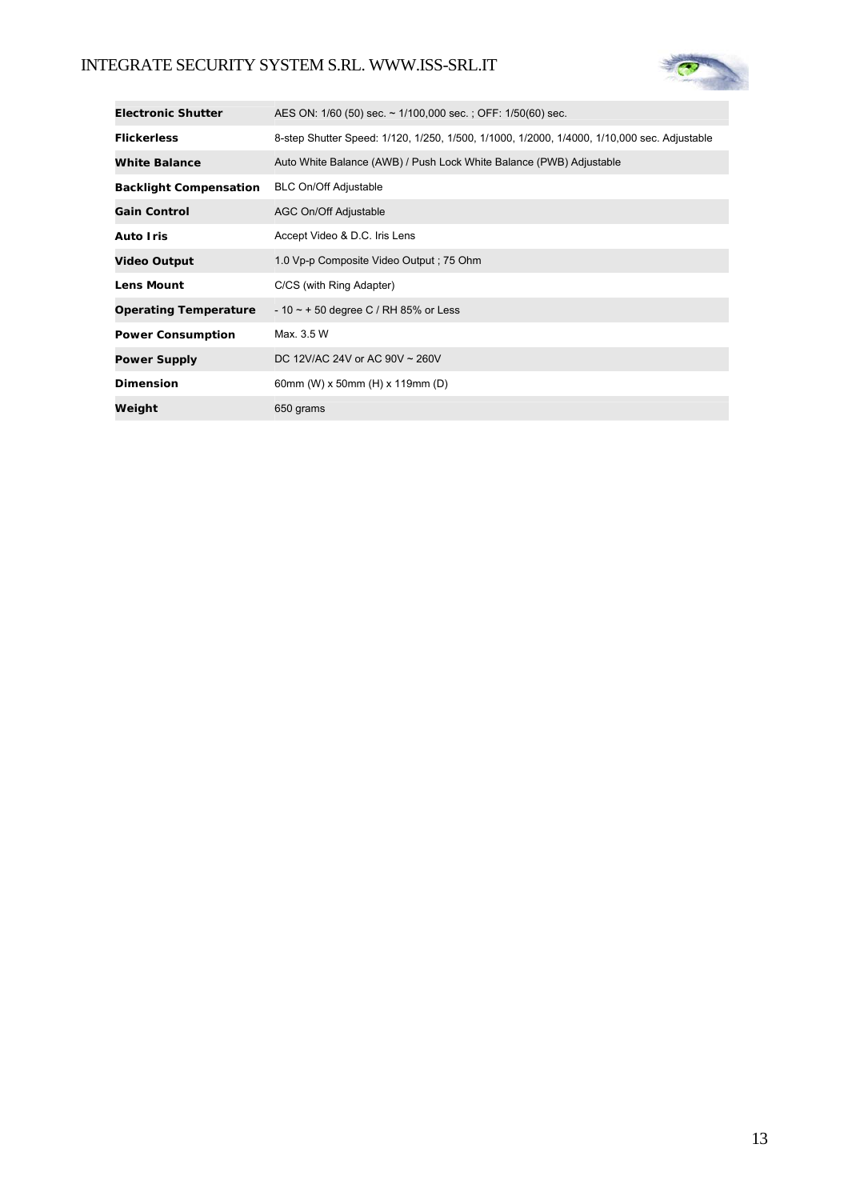| | |
|---|---|
| **Electronic Shutter** | AES ON: 1/60 (50) sec. ~ 1/100,000 sec. ; OFF: 1/50(60) sec. |
| **Flickerless** | 8-step Shutter Speed: 1/120, 1/250, 1/500, 1/1000, 1/2000, 1/4000, 1/10,000 sec. Adjustable |
| **White Balance** | Auto White Balance (AWB) / Push Lock White Balance (PWB) Adjustable |
| **Backlight Compensation** | BLC On/Off Adjustable |
| **Gain Control** | AGC On/Off Adjustable |
| **Auto Iris** | Accept Video & D.C. Iris Lens |
| **Video Output** | 1.0 Vp-p Composite Video Output ; 75 Ohm |
| **Lens Mount** | C/CS (with Ring Adapter) |
| **Operating Temperature** | - 10 ~ + 50 degree C / RH 85% or Less |
| **Power Consumption** | Max. 3.5 W |
| **Power Supply** | DC 12V/AC 24V or AC 90V ~ 260V |
| **Dimension** | 60mm (W) x 50mm (H) x 119mm (D) |
| **Weight** | 650 grams |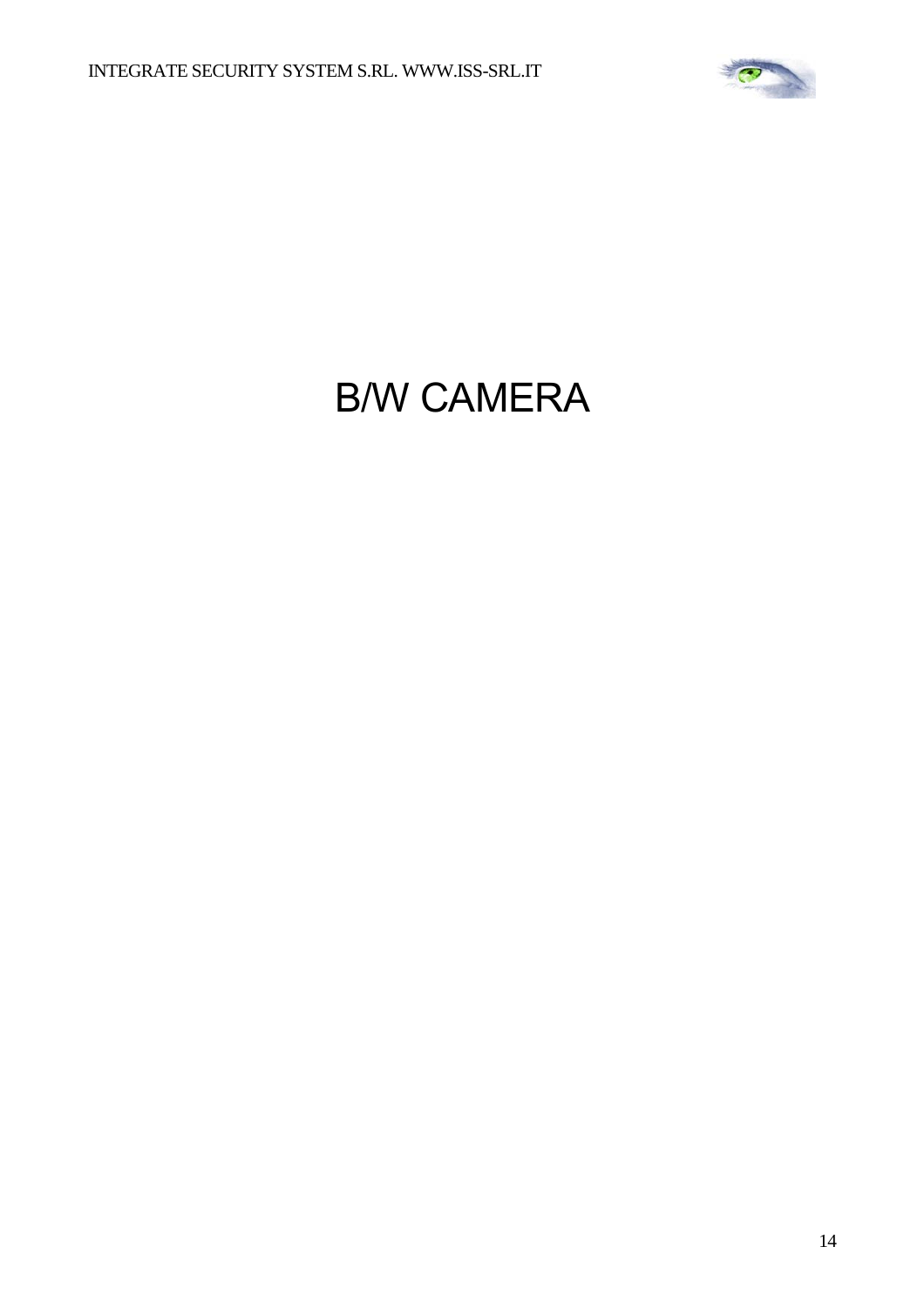# B/W CAMERA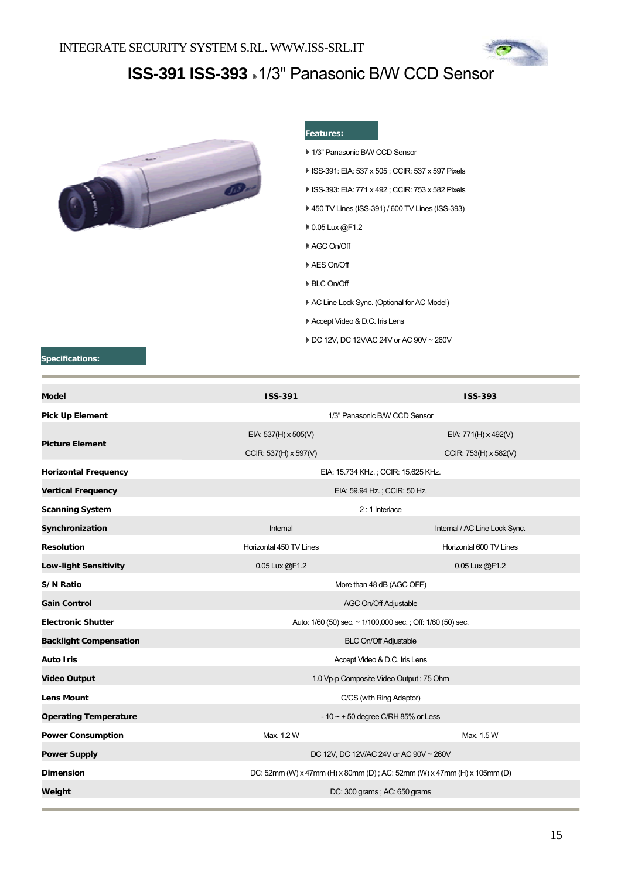INTEGRATE SECURITY SYSTEM S.RL. WWW.ISS-SRL.IT

# ISS-391 ISS-393 1/3" Panasonic B/W CCD Sensor

## Features:

- 1/3" Panasonic B/W CCD Sensor
- ISS-391: EIA: 537 x 505 ; CCIR: 537 x 597 Pixels
- ISS-393: EIA: 771 x 492 ; CCIR: 753 x 582 Pixels
- 450 TV Lines (ISS-391) / 600 TV Lines (ISS-393)
- 0.05 Lux @F1.2
- AGC On/Off
- AES On/Off
- BLC On/Off
- AC Line Lock Sync. (Optional for AC Model)
- Accept Video & D.C. Iris Lens
- DC 12V, DC 12V/AC 24V or AC 90V ~ 260V

## Specifications:

| Model | ISS-391 | ISS-393 |
|---|---|---|
| Pick Up Element | 1/3" Panasonic B/W CCD Sensor | |
| Picture Element | EIA: 537(H) x 505(V)<br>CCIR: 537(H) x 597(V) | EIA: 771(H) x 492(V)<br>CCIR: 753(H) x 582(V) |
| Horizontal Frequency | EIA: 15.734 KHz. ; CCIR: 15.625 KHz. | |
| Vertical Frequency | EIA: 59.94 Hz. ; CCIR: 50 Hz. | |
| Scanning System | 2 : 1 Interlace | |
| Synchronization | Internal | Internal / AC Line Lock Sync. |
| Resolution | Horizontal 450 TV Lines | Horizontal 600 TV Lines |
| Low-light Sensitivity | 0.05 Lux @F1.2 | 0.05 Lux @F1.2 |
| S/N Ratio | More than 48 dB (AGC OFF) | |
| Gain Control | AGC On/Off Adjustable | |
| Electronic Shutter | Auto: 1/60 (50) sec. ~ 1/100,000 sec. ; Off: 1/60 (50) sec. | |
| Backlight Compensation | BLC On/Off Adjustable | |
| Auto Iris | Accept Video & D.C. Iris Lens | |
| Video Output | 1.0 Vp-p Composite Video Output ; 75 Ohm | |
| Lens Mount | C/CS (with Ring Adaptor) | |
| Operating Temperature | - 10 ~ + 50 degree C/RH 85% or Less | |
| Power Consumption | Max. 1.2 W | Max. 1.5 W |
| Power Supply | DC 12V, DC 12V/AC 24V or AC 90V ~ 260V | |
| Dimension | DC: 52mm (W) x 47mm (H) x 80mm (D) ; AC: 52mm (W) x 47mm (H) x 105mm (D) | |
| Weight | DC: 300 grams ; AC: 650 grams | |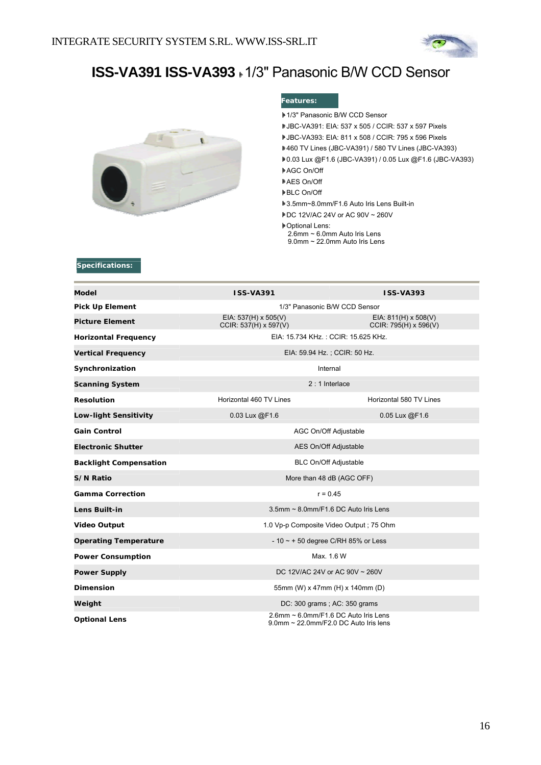# ISS-VA391 ISS-VA393 ▸ 1/3" Panasonic B/W CCD Sensor

**Features:**

- 1/3" Panasonic B/W CCD Sensor
- JBC-VA391: EIA: 537 x 505 / CCIR: 537 x 597 Pixels
- JBC-VA393: EIA: 811 x 508 / CCIR: 795 x 596 Pixels
- 460 TV Lines (JBC-VA391) / 580 TV Lines (JBC-VA393)
- 0.03 Lux @F1.6 (JBC-VA391) / 0.05 Lux @F1.6 (JBC-VA393)
- AGC On/Off
- AES On/Off
- BLC On/Off
- 3.5mm~8.0mm/F1.6 Auto Iris Lens Built-in
- DC 12V/AC 24V or AC 90V ~ 260V
- Optional Lens:
  2.6mm ~ 6.0mm Auto Iris Lens
  9.0mm ~ 22.0mm Auto Iris Lens

**Specifications:**

| Model | ISS-VA391 | ISS-VA393 |
|---|---|---|
| Pick Up Element | 1/3" Panasonic B/W CCD Sensor | |
| Picture Element | EIA: 537(H) x 505(V)<br>CCIR: 537(H) x 597(V) | EIA: 811(H) x 508(V)<br>CCIR: 795(H) x 596(V) |
| Horizontal Frequency | EIA: 15.734 KHz. : CCIR: 15.625 KHz. | |
| Vertical Frequency | EIA: 59.94 Hz. ; CCIR: 50 Hz. | |
| Synchronization | Internal | |
| Scanning System | 2 : 1 Interlace | |
| Resolution | Horizontal 460 TV Lines | Horizontal 580 TV Lines |
| Low-light Sensitivity | 0.03 Lux @F1.6 | 0.05 Lux @F1.6 |
| Gain Control | AGC On/Off Adjustable | |
| Electronic Shutter | AES On/Off Adjustable | |
| Backlight Compensation | BLC On/Off Adjustable | |
| S/N Ratio | More than 48 dB (AGC OFF) | |
| Gamma Correction | r = 0.45 | |
| Lens Built-in | 3.5mm ~ 8.0mm/F1.6 DC Auto Iris Lens | |
| Video Output | 1.0 Vp-p Composite Video Output ; 75 Ohm | |
| Operating Temperature | - 10 ~ + 50 degree C/RH 85% or Less | |
| Power Consumption | Max. 1.6 W | |
| Power Supply | DC 12V/AC 24V or AC 90V ~ 260V | |
| Dimension | 55mm (W) x 47mm (H) x 140mm (D) | |
| Weight | DC: 300 grams ; AC: 350 grams | |
| Optional Lens | 2.6mm ~ 6.0mm/F1.6 DC Auto Iris Lens<br>9.0mm ~ 22.0mm/F2.0 DC Auto Iris lens | |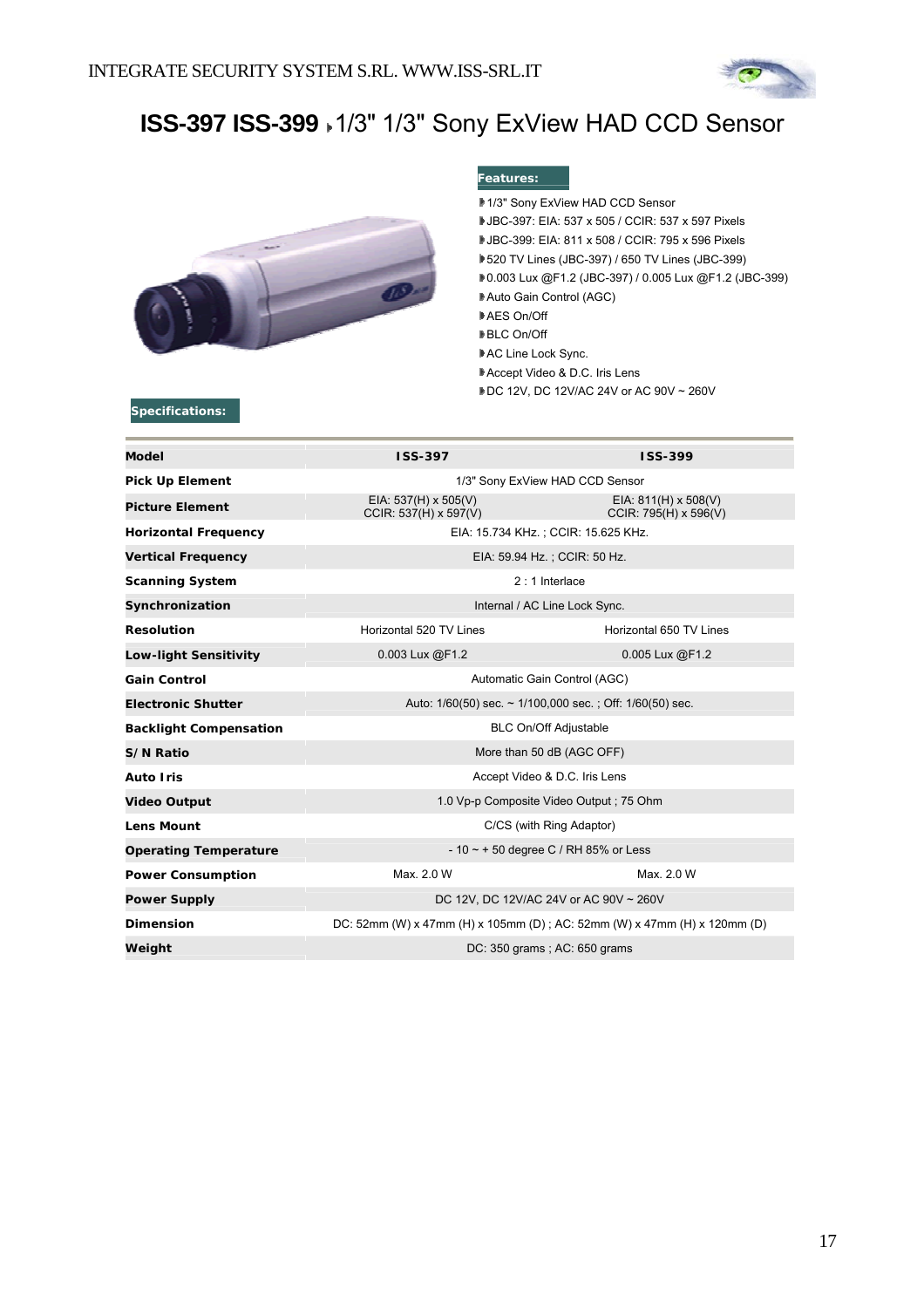# ISS-397 ISS-399 ▸1/3" 1/3" Sony ExView HAD CCD Sensor

**Features:**

- 1/3" Sony ExView HAD CCD Sensor
- JBC-397: EIA: 537 x 505 / CCIR: 537 x 597 Pixels
- JBC-399: EIA: 811 x 508 / CCIR: 795 x 596 Pixels
- 520 TV Lines (JBC-397) / 650 TV Lines (JBC-399)
- 0.003 Lux @F1.2 (JBC-397) / 0.005 Lux @F1.2 (JBC-399)
- Auto Gain Control (AGC)
- AES On/Off
- BLC On/Off
- AC Line Lock Sync.
- Accept Video & D.C. Iris Lens
- DC 12V, DC 12V/AC 24V or AC 90V ~ 260V

**Specifications:**

| Model | ISS-397 | ISS-399 |
|---|---|---|
| Pick Up Element | 1/3" Sony ExView HAD CCD Sensor | |
| Picture Element | EIA: 537(H) x 505(V) CCIR: 537(H) x 597(V) | EIA: 811(H) x 508(V) CCIR: 795(H) x 596(V) |
| Horizontal Frequency | EIA: 15.734 KHz. ; CCIR: 15.625 KHz. | |
| Vertical Frequency | EIA: 59.94 Hz. ; CCIR: 50 Hz. | |
| Scanning System | 2 : 1 Interlace | |
| Synchronization | Internal / AC Line Lock Sync. | |
| Resolution | Horizontal 520 TV Lines | Horizontal 650 TV Lines |
| Low-light Sensitivity | 0.003 Lux @F1.2 | 0.005 Lux @F1.2 |
| Gain Control | Automatic Gain Control (AGC) | |
| Electronic Shutter | Auto: 1/60(50) sec. ~ 1/100,000 sec. ; Off: 1/60(50) sec. | |
| Backlight Compensation | BLC On/Off Adjustable | |
| S/ N Ratio | More than 50 dB (AGC OFF) | |
| Auto Iris | Accept Video & D.C. Iris Lens | |
| Video Output | 1.0 Vp-p Composite Video Output ; 75 Ohm | |
| Lens Mount | C/CS (with Ring Adaptor) | |
| Operating Temperature | - 10 ~ + 50 degree C / RH 85% or Less | |
| Power Consumption | Max. 2.0 W | Max. 2.0 W |
| Power Supply | DC 12V, DC 12V/AC 24V or AC 90V ~ 260V | |
| Dimension | DC: 52mm (W) x 47mm (H) x 105mm (D) ; AC: 52mm (W) x 47mm (H) x 120mm (D) | |
| Weight | DC: 350 grams ; AC: 650 grams | |